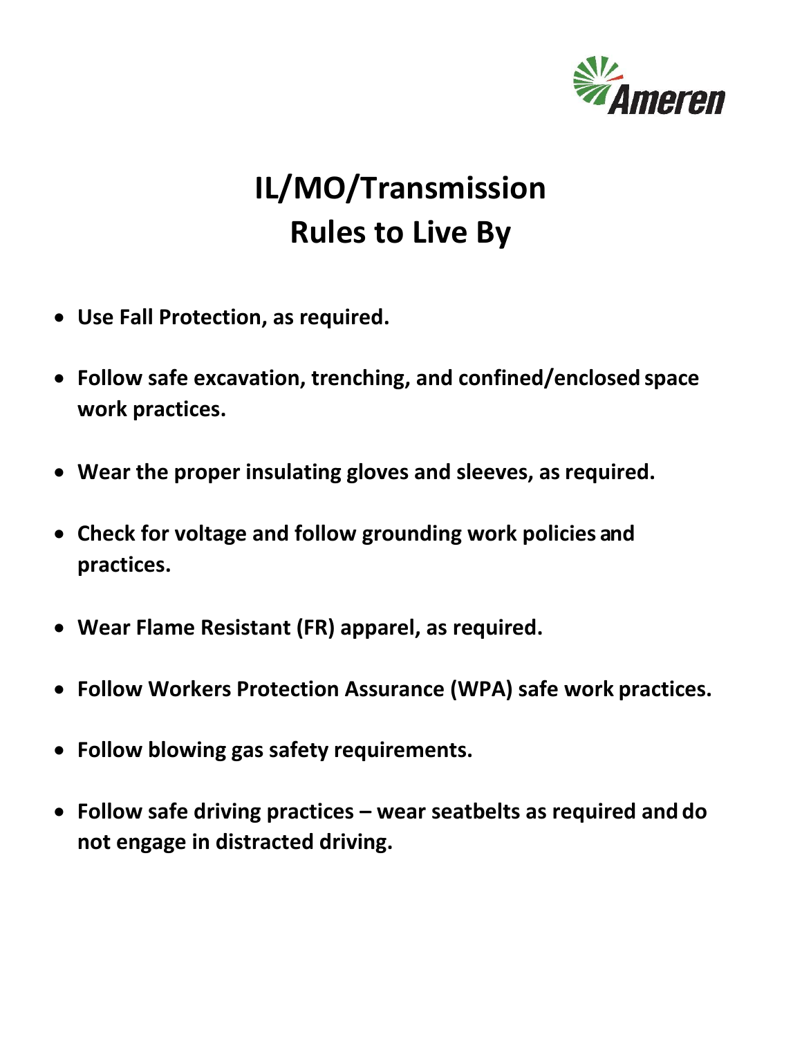Ameren

# IL/MO/Transmission Rules to Live By

- **Use Fall Protection, as required.**
- **Follow safe excavation, trenching, and confined/enclosed space work practices.**
- **Wear the proper insulating gloves and sleeves, as required.**
- **Check for voltage and follow grounding work policies and practices.**
- **Wear Flame Resistant (FR) apparel, as required.**
- **Follow Workers Protection Assurance (WPA) safe work practices.**
- **Follow blowing gas safety requirements.**
- **Follow safe driving practices – wear seatbelts as required and do not engage in distracted driving.**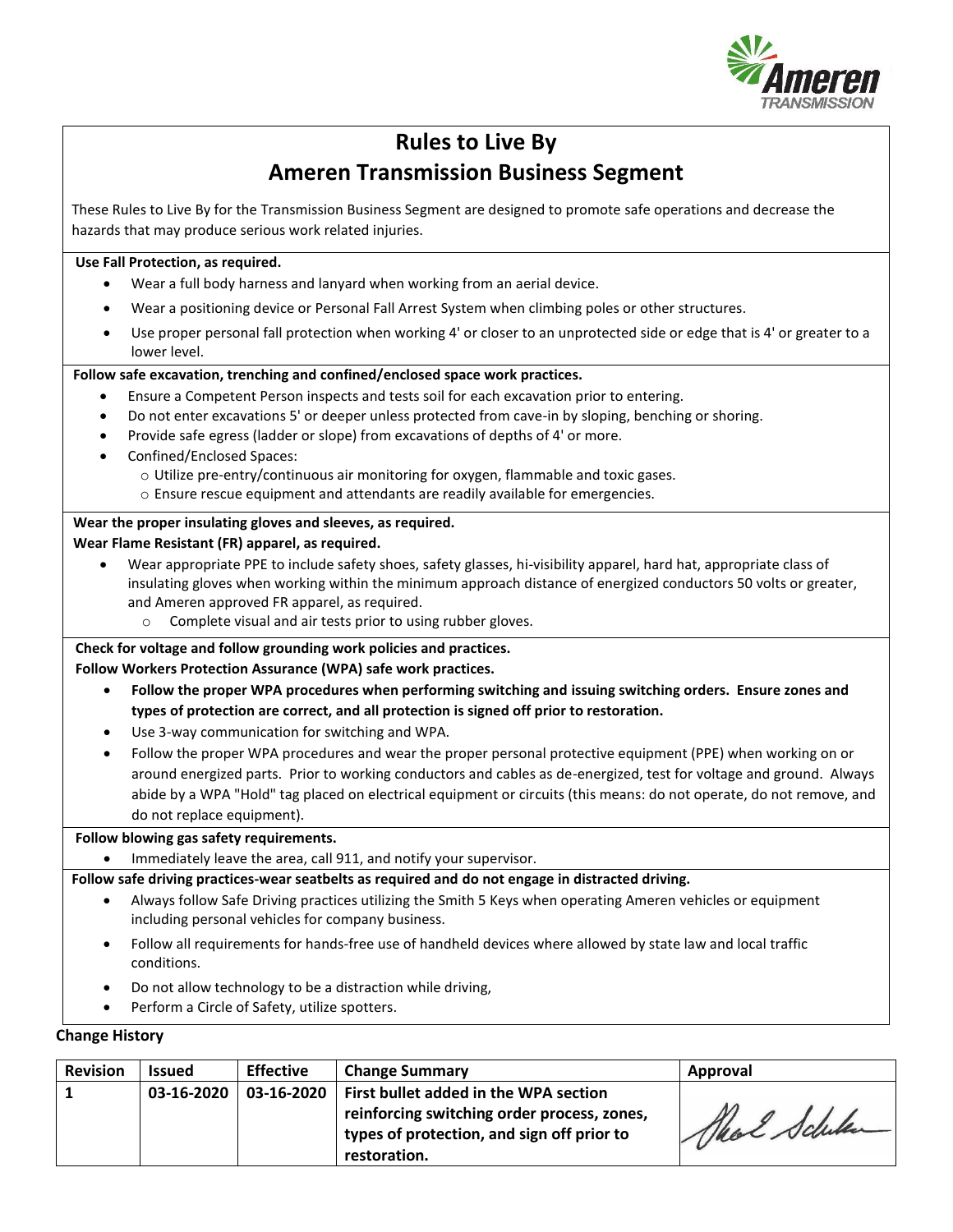# Rules to Live By

## Ameren Transmission Business Segment

These Rules to Live By for the Transmission Business Segment are designed to promote safe operations and decrease the hazards that may produce serious work related injuries.

**Use Fall Protection, as required.**

- Wear a full body harness and lanyard when working from an aerial device.
- Wear a positioning device or Personal Fall Arrest System when climbing poles or other structures.
- Use proper personal fall protection when working 4' or closer to an unprotected side or edge that is 4' or greater to a lower level.

**Follow safe excavation, trenching and confined/enclosed space work practices.**

- Ensure a Competent Person inspects and tests soil for each excavation prior to entering.
- Do not enter excavations 5' or deeper unless protected from cave-in by sloping, benching or shoring.
- Provide safe egress (ladder or slope) from excavations of depths of 4' or more.
- Confined/Enclosed Spaces:
  - Utilize pre-entry/continuous air monitoring for oxygen, flammable and toxic gases.
  - Ensure rescue equipment and attendants are readily available for emergencies.

**Wear the proper insulating gloves and sleeves, as required.**
**Wear Flame Resistant (FR) apparel, as required.**

- Wear appropriate PPE to include safety shoes, safety glasses, hi-visibility apparel, hard hat, appropriate class of insulating gloves when working within the minimum approach distance of energized conductors 50 volts or greater, and Ameren approved FR apparel, as required.
  - Complete visual and air tests prior to using rubber gloves.

**Check for voltage and follow grounding work policies and practices.**
**Follow Workers Protection Assurance (WPA) safe work practices.**

- **Follow the proper WPA procedures when performing switching and issuing switching orders. Ensure zones and types of protection are correct, and all protection is signed off prior to restoration.**
- Use 3-way communication for switching and WPA.
- Follow the proper WPA procedures and wear the proper personal protective equipment (PPE) when working on or around energized parts. Prior to working conductors and cables as de-energized, test for voltage and ground. Always abide by a WPA "Hold" tag placed on electrical equipment or circuits (this means: do not operate, do not remove, and do not replace equipment).

**Follow blowing gas safety requirements.**

- Immediately leave the area, call 911, and notify your supervisor.

**Follow safe driving practices-wear seatbelts as required and do not engage in distracted driving.**

- Always follow Safe Driving practices utilizing the Smith 5 Keys when operating Ameren vehicles or equipment including personal vehicles for company business.
- Follow all requirements for hands-free use of handheld devices where allowed by state law and local traffic conditions.
- Do not allow technology to be a distraction while driving,
- Perform a Circle of Safety, utilize spotters.

**Change History**

| Revision | Issued | Effective | Change Summary | Approval |
|---|---|---|---|---|
| **1** | **03-16-2020** | **03-16-2020** | **First bullet added in the WPA section reinforcing switching order process, zones, types of protection, and sign off prior to restoration.** | [signature] |